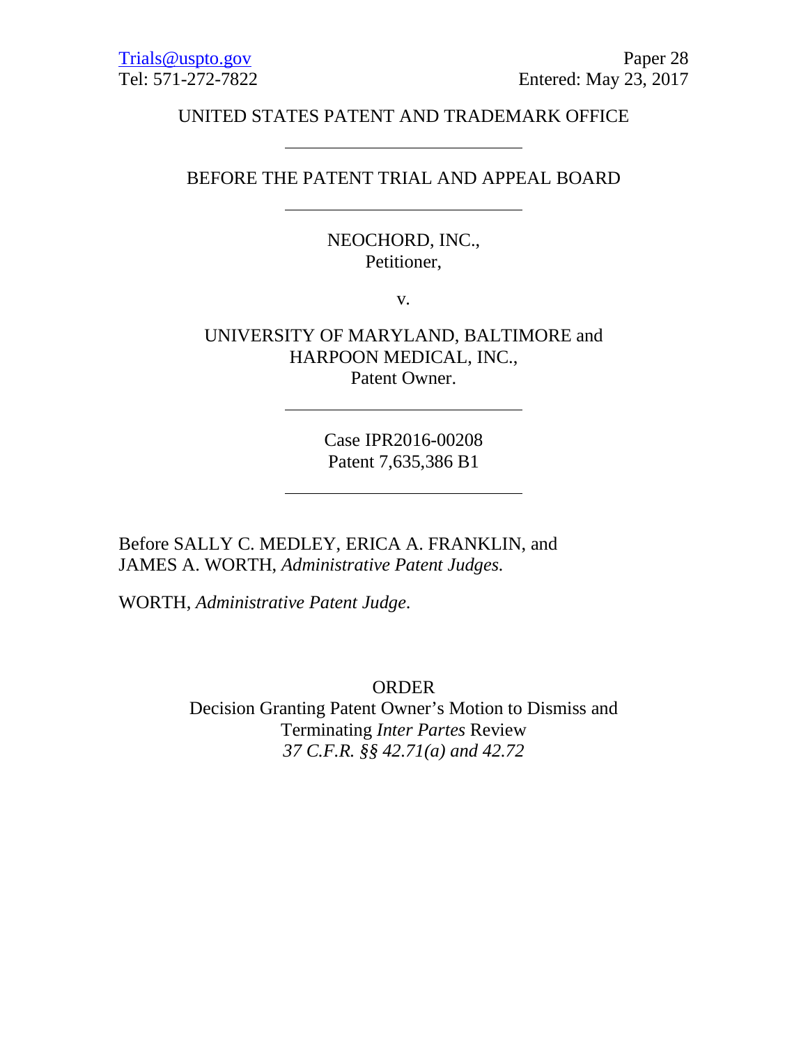Trials@uspto.gov
Tel: 571-272-7822

Paper 28
Entered: May 23, 2017

UNITED STATES PATENT AND TRADEMARK OFFICE

---

BEFORE THE PATENT TRIAL AND APPEAL BOARD

---

NEOCHORD, INC.,
Petitioner,

v.

UNIVERSITY OF MARYLAND, BALTIMORE and
HARPOON MEDICAL, INC.,
Patent Owner.

---

Case IPR2016-00208
Patent 7,635,386 B1

---

Before SALLY C. MEDLEY, ERICA A. FRANKLIN, and
JAMES A. WORTH, *Administrative Patent Judges.*

WORTH, *Administrative Patent Judge*.

ORDER
Decision Granting Patent Owner's Motion to Dismiss and
Terminating *Inter Partes* Review
*37 C.F.R. §§ 42.71(a) and 42.72*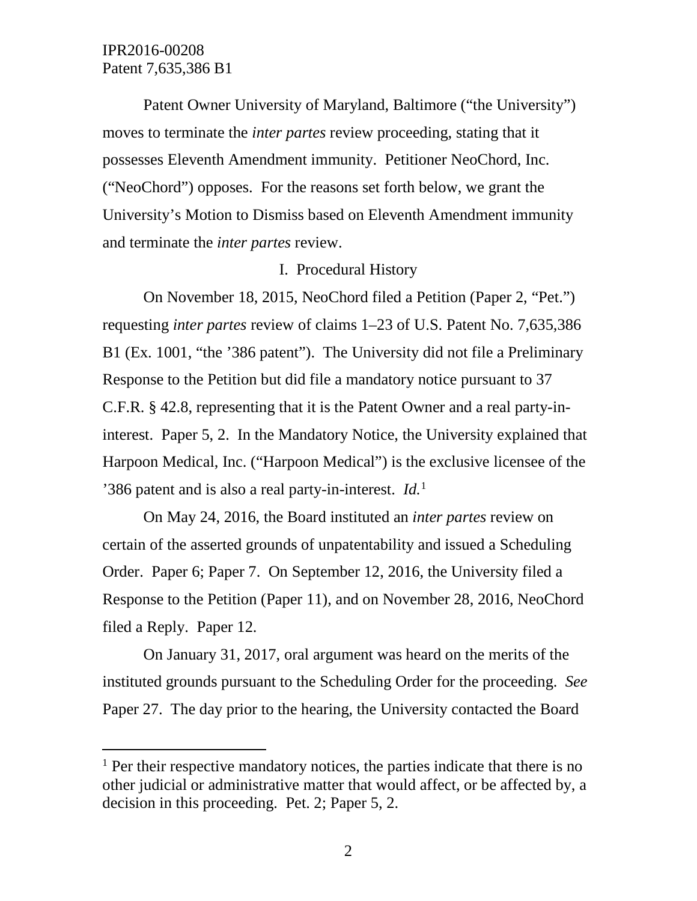Patent Owner University of Maryland, Baltimore ("the University") moves to terminate the *inter partes* review proceeding, stating that it possesses Eleventh Amendment immunity. Petitioner NeoChord, Inc. ("NeoChord") opposes. For the reasons set forth below, we grant the University's Motion to Dismiss based on Eleventh Amendment immunity and terminate the *inter partes* review.

## I. Procedural History

On November 18, 2015, NeoChord filed a Petition (Paper 2, "Pet.") requesting *inter partes* review of claims 1–23 of U.S. Patent No. 7,635,386 B1 (Ex. 1001, "the '386 patent"). The University did not file a Preliminary Response to the Petition but did file a mandatory notice pursuant to 37 C.F.R. § 42.8, representing that it is the Patent Owner and a real party-in-interest. Paper 5, 2. In the Mandatory Notice, the University explained that Harpoon Medical, Inc. ("Harpoon Medical") is the exclusive licensee of the '386 patent and is also a real party-in-interest. *Id.*[1]

On May 24, 2016, the Board instituted an *inter partes* review on certain of the asserted grounds of unpatentability and issued a Scheduling Order. Paper 6; Paper 7. On September 12, 2016, the University filed a Response to the Petition (Paper 11), and on November 28, 2016, NeoChord filed a Reply. Paper 12.

On January 31, 2017, oral argument was heard on the merits of the instituted grounds pursuant to the Scheduling Order for the proceeding. *See* Paper 27. The day prior to the hearing, the University contacted the Board

---

[1] Per their respective mandatory notices, the parties indicate that there is no other judicial or administrative matter that would affect, or be affected by, a decision in this proceeding. Pet. 2; Paper 5, 2.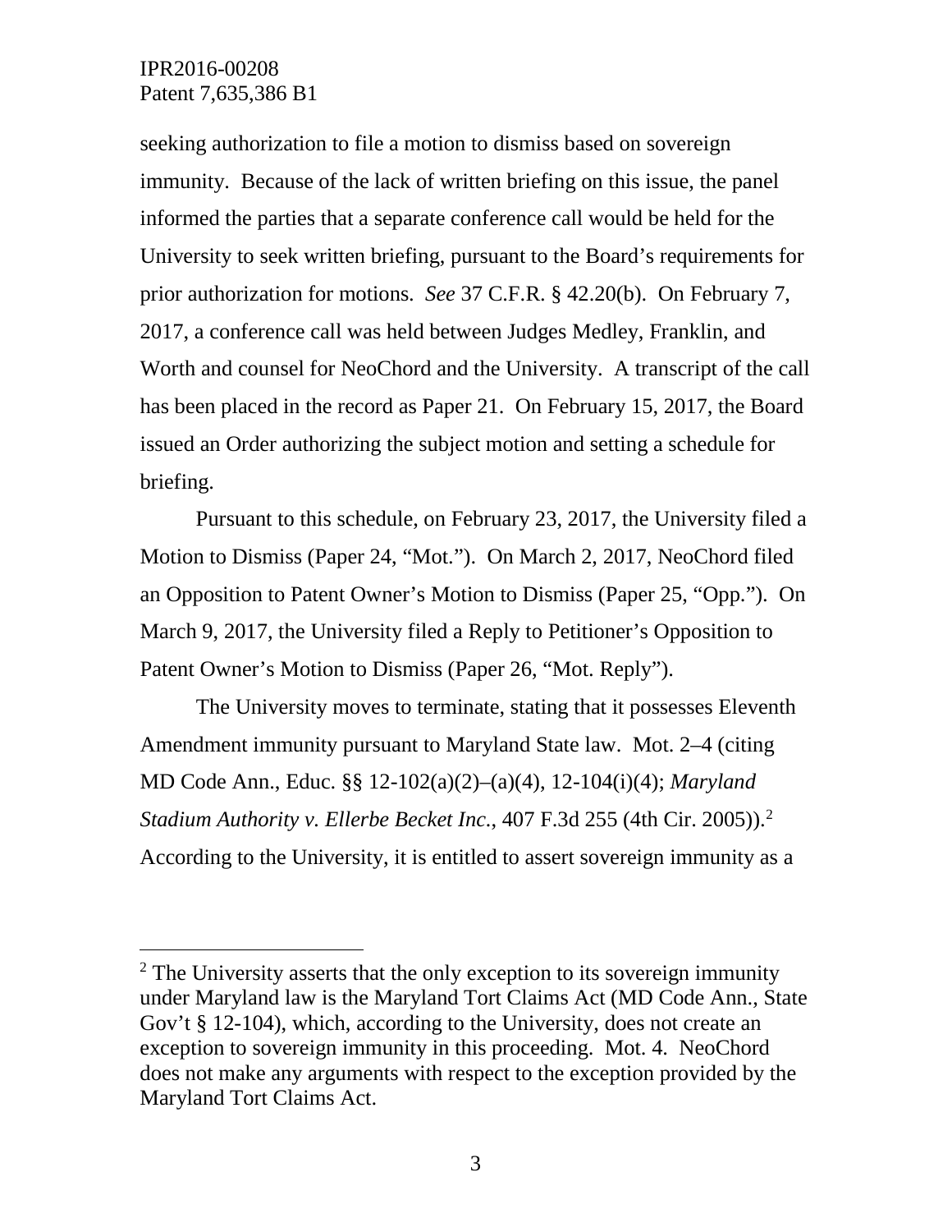seeking authorization to file a motion to dismiss based on sovereign immunity. Because of the lack of written briefing on this issue, the panel informed the parties that a separate conference call would be held for the University to seek written briefing, pursuant to the Board's requirements for prior authorization for motions. *See* 37 C.F.R. § 42.20(b). On February 7, 2017, a conference call was held between Judges Medley, Franklin, and Worth and counsel for NeoChord and the University. A transcript of the call has been placed in the record as Paper 21. On February 15, 2017, the Board issued an Order authorizing the subject motion and setting a schedule for briefing.

Pursuant to this schedule, on February 23, 2017, the University filed a Motion to Dismiss (Paper 24, "Mot."). On March 2, 2017, NeoChord filed an Opposition to Patent Owner's Motion to Dismiss (Paper 25, "Opp."). On March 9, 2017, the University filed a Reply to Petitioner's Opposition to Patent Owner's Motion to Dismiss (Paper 26, "Mot. Reply").

The University moves to terminate, stating that it possesses Eleventh Amendment immunity pursuant to Maryland State law. Mot. 2–4 (citing MD Code Ann., Educ. §§ 12-102(a)(2)–(a)(4), 12-104(i)(4); *Maryland Stadium Authority v. Ellerbe Becket Inc.*, 407 F.3d 255 (4th Cir. 2005)).[2] According to the University, it is entitled to assert sovereign immunity as a

---

[2] The University asserts that the only exception to its sovereign immunity under Maryland law is the Maryland Tort Claims Act (MD Code Ann., State Gov't § 12-104), which, according to the University, does not create an exception to sovereign immunity in this proceeding. Mot. 4. NeoChord does not make any arguments with respect to the exception provided by the Maryland Tort Claims Act.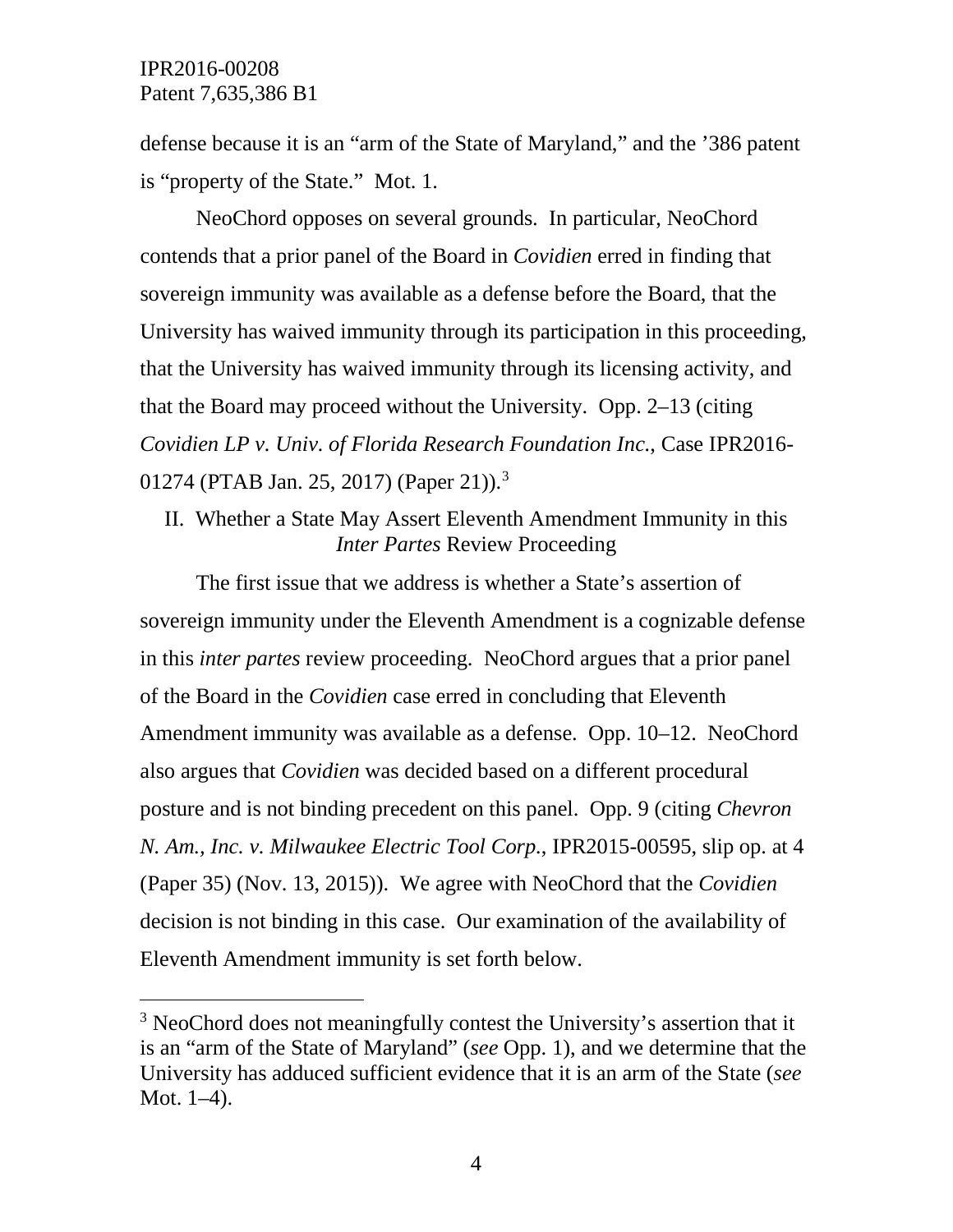defense because it is an "arm of the State of Maryland," and the '386 patent is "property of the State." Mot. 1.

NeoChord opposes on several grounds. In particular, NeoChord contends that a prior panel of the Board in *Covidien* erred in finding that sovereign immunity was available as a defense before the Board, that the University has waived immunity through its participation in this proceeding, that the University has waived immunity through its licensing activity, and that the Board may proceed without the University. Opp. 2–13 (citing *Covidien LP v. Univ. of Florida Research Foundation Inc.*, Case IPR2016-01274 (PTAB Jan. 25, 2017) (Paper 21)).[3]

## II. Whether a State May Assert Eleventh Amendment Immunity in this *Inter Partes* Review Proceeding

The first issue that we address is whether a State's assertion of sovereign immunity under the Eleventh Amendment is a cognizable defense in this *inter partes* review proceeding. NeoChord argues that a prior panel of the Board in the *Covidien* case erred in concluding that Eleventh Amendment immunity was available as a defense. Opp. 10–12. NeoChord also argues that *Covidien* was decided based on a different procedural posture and is not binding precedent on this panel. Opp. 9 (citing *Chevron N. Am., Inc. v. Milwaukee Electric Tool Corp.*, IPR2015-00595, slip op. at 4 (Paper 35) (Nov. 13, 2015)). We agree with NeoChord that the *Covidien* decision is not binding in this case. Our examination of the availability of Eleventh Amendment immunity is set forth below.

---

[3] NeoChord does not meaningfully contest the University's assertion that it is an "arm of the State of Maryland" (*see* Opp. 1), and we determine that the University has adduced sufficient evidence that it is an arm of the State (*see* Mot. 1–4).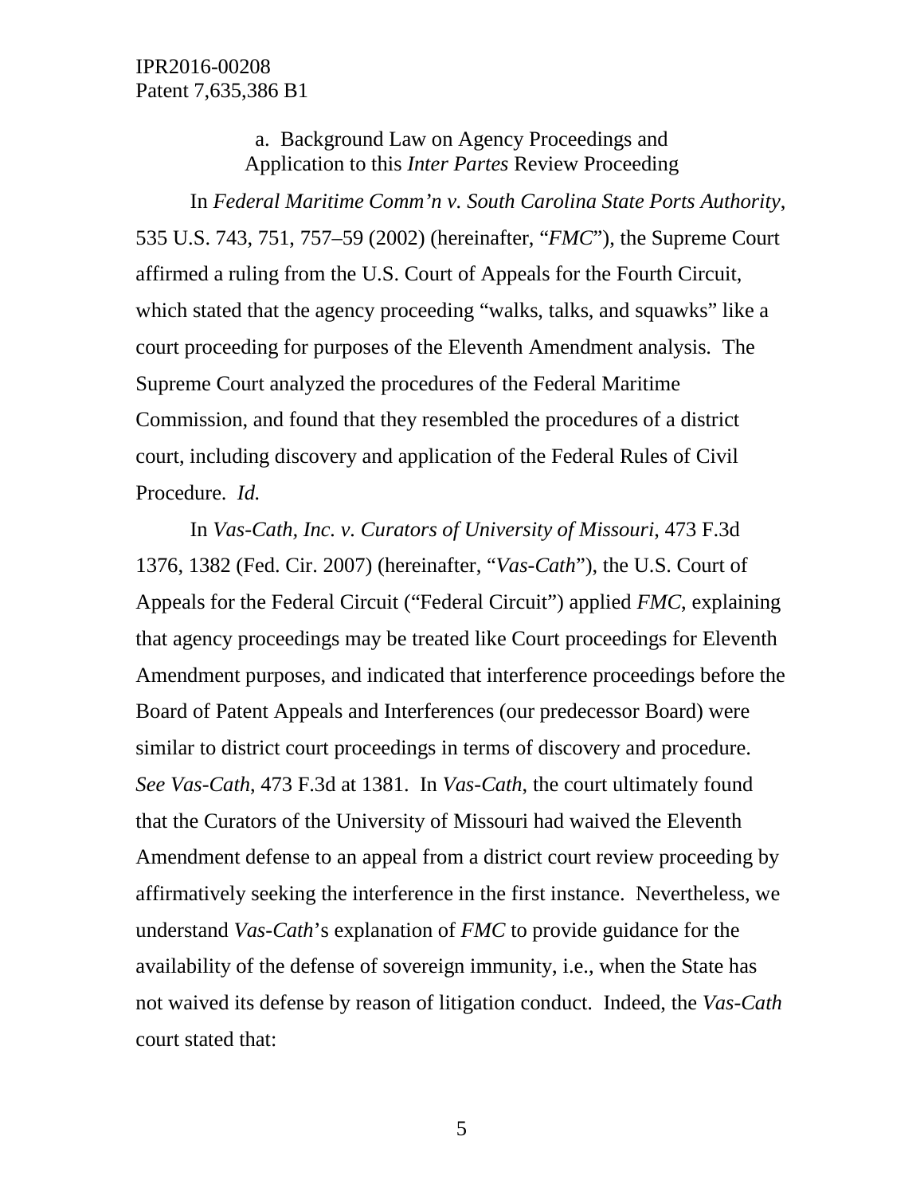a. Background Law on Agency Proceedings and Application to this *Inter Partes* Review Proceeding

In *Federal Maritime Comm'n v. South Carolina State Ports Authority*, 535 U.S. 743, 751, 757–59 (2002) (hereinafter, "*FMC*"), the Supreme Court affirmed a ruling from the U.S. Court of Appeals for the Fourth Circuit, which stated that the agency proceeding "walks, talks, and squawks" like a court proceeding for purposes of the Eleventh Amendment analysis. The Supreme Court analyzed the procedures of the Federal Maritime Commission, and found that they resembled the procedures of a district court, including discovery and application of the Federal Rules of Civil Procedure. *Id.*

In *Vas-Cath, Inc. v. Curators of University of Missouri*, 473 F.3d 1376, 1382 (Fed. Cir. 2007) (hereinafter, "*Vas-Cath*"), the U.S. Court of Appeals for the Federal Circuit ("Federal Circuit") applied *FMC*, explaining that agency proceedings may be treated like Court proceedings for Eleventh Amendment purposes, and indicated that interference proceedings before the Board of Patent Appeals and Interferences (our predecessor Board) were similar to district court proceedings in terms of discovery and procedure. *See Vas-Cath*, 473 F.3d at 1381. In *Vas-Cath*, the court ultimately found that the Curators of the University of Missouri had waived the Eleventh Amendment defense to an appeal from a district court review proceeding by affirmatively seeking the interference in the first instance. Nevertheless, we understand *Vas-Cath*'s explanation of *FMC* to provide guidance for the availability of the defense of sovereign immunity, i.e., when the State has not waived its defense by reason of litigation conduct. Indeed, the *Vas-Cath* court stated that: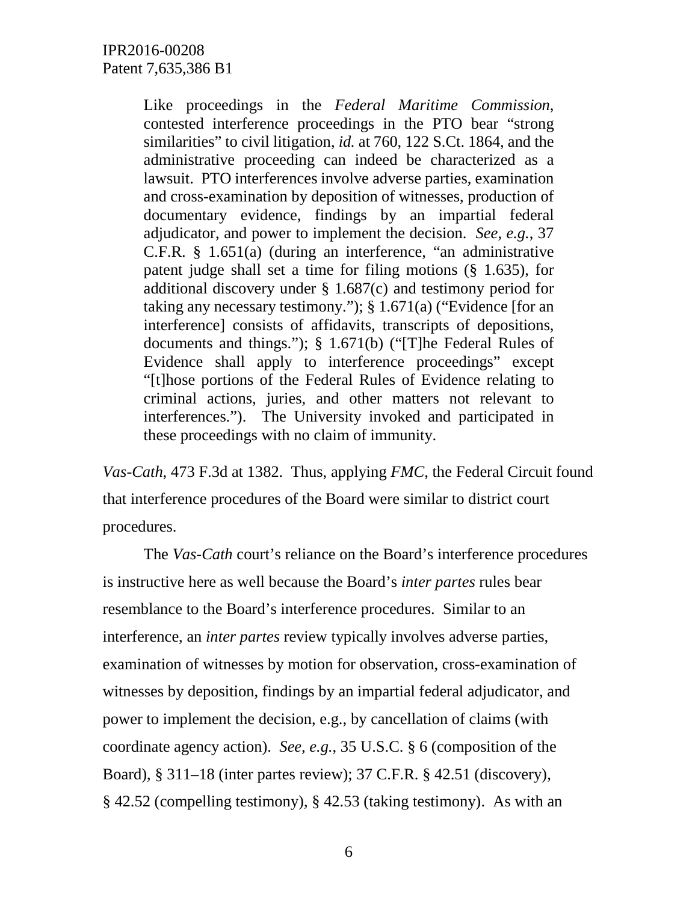> Like proceedings in the *Federal Maritime Commission*, contested interference proceedings in the PTO bear "strong similarities" to civil litigation, *id.* at 760, 122 S.Ct. 1864, and the administrative proceeding can indeed be characterized as a lawsuit. PTO interferences involve adverse parties, examination and cross-examination by deposition of witnesses, production of documentary evidence, findings by an impartial federal adjudicator, and power to implement the decision. *See, e.g.*, 37 C.F.R. § 1.651(a) (during an interference, "an administrative patent judge shall set a time for filing motions (§ 1.635), for additional discovery under § 1.687(c) and testimony period for taking any necessary testimony."); § 1.671(a) ("Evidence [for an interference] consists of affidavits, transcripts of depositions, documents and things."); § 1.671(b) ("[T]he Federal Rules of Evidence shall apply to interference proceedings" except "[t]hose portions of the Federal Rules of Evidence relating to criminal actions, juries, and other matters not relevant to interferences."). The University invoked and participated in these proceedings with no claim of immunity.

*Vas-Cath*, 473 F.3d at 1382. Thus, applying *FMC*, the Federal Circuit found that interference procedures of the Board were similar to district court procedures.

The *Vas-Cath* court's reliance on the Board's interference procedures is instructive here as well because the Board's *inter partes* rules bear resemblance to the Board's interference procedures. Similar to an interference, an *inter partes* review typically involves adverse parties, examination of witnesses by motion for observation, cross-examination of witnesses by deposition, findings by an impartial federal adjudicator, and power to implement the decision, e.g., by cancellation of claims (with coordinate agency action). *See, e.g.*, 35 U.S.C. § 6 (composition of the Board), § 311–18 (inter partes review); 37 C.F.R. § 42.51 (discovery), § 42.52 (compelling testimony), § 42.53 (taking testimony). As with an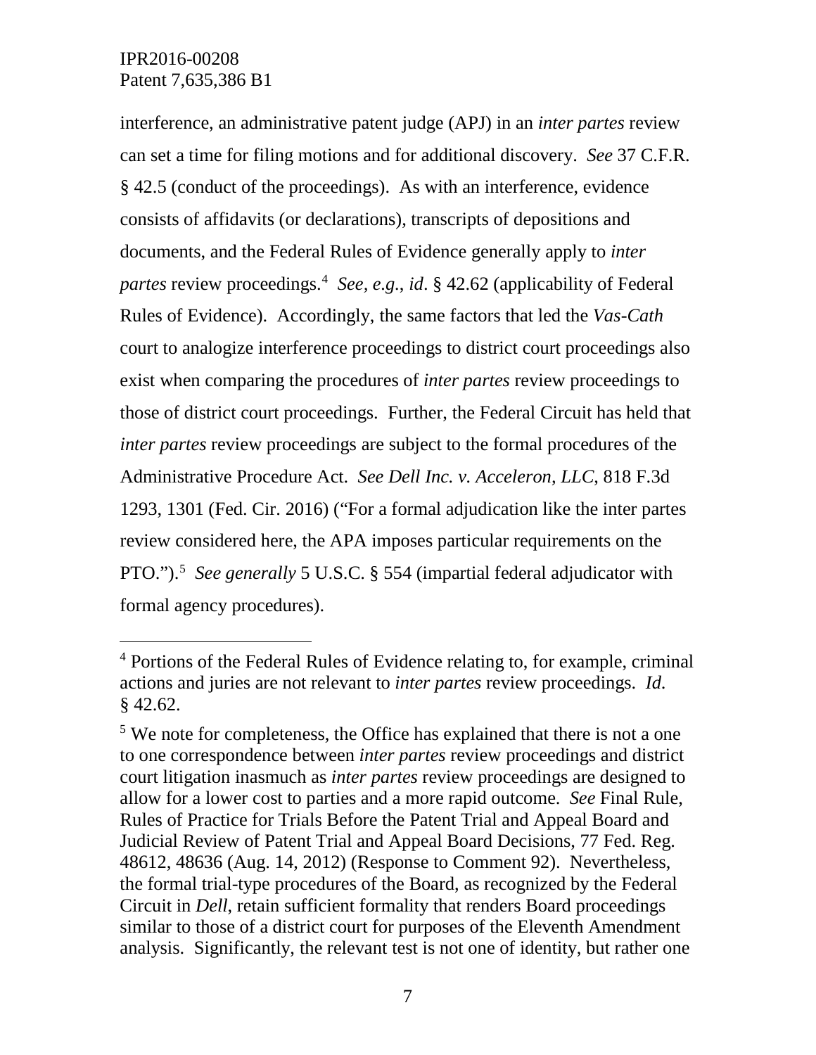interference, an administrative patent judge (APJ) in an *inter partes* review can set a time for filing motions and for additional discovery. *See* 37 C.F.R. § 42.5 (conduct of the proceedings). As with an interference, evidence consists of affidavits (or declarations), transcripts of depositions and documents, and the Federal Rules of Evidence generally apply to *inter partes* review proceedings.[4] *See, e.g.*, *id*. § 42.62 (applicability of Federal Rules of Evidence). Accordingly, the same factors that led the *Vas-Cath* court to analogize interference proceedings to district court proceedings also exist when comparing the procedures of *inter partes* review proceedings to those of district court proceedings. Further, the Federal Circuit has held that *inter partes* review proceedings are subject to the formal procedures of the Administrative Procedure Act. *See Dell Inc. v. Acceleron, LLC*, 818 F.3d 1293, 1301 (Fed. Cir. 2016) ("For a formal adjudication like the inter partes review considered here, the APA imposes particular requirements on the PTO.").[5] *See generally* 5 U.S.C. § 554 (impartial federal adjudicator with formal agency procedures).

---

[4] Portions of the Federal Rules of Evidence relating to, for example, criminal actions and juries are not relevant to *inter partes* review proceedings. *Id.* § 42.62.

[5] We note for completeness, the Office has explained that there is not a one to one correspondence between *inter partes* review proceedings and district court litigation inasmuch as *inter partes* review proceedings are designed to allow for a lower cost to parties and a more rapid outcome. *See* Final Rule, Rules of Practice for Trials Before the Patent Trial and Appeal Board and Judicial Review of Patent Trial and Appeal Board Decisions, 77 Fed. Reg. 48612, 48636 (Aug. 14, 2012) (Response to Comment 92). Nevertheless, the formal trial-type procedures of the Board, as recognized by the Federal Circuit in *Dell*, retain sufficient formality that renders Board proceedings similar to those of a district court for purposes of the Eleventh Amendment analysis. Significantly, the relevant test is not one of identity, but rather one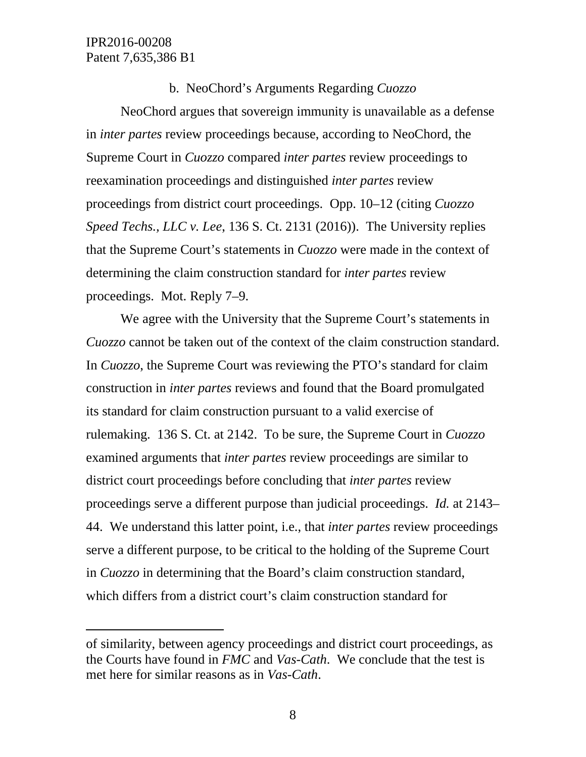b. NeoChord's Arguments Regarding *Cuozzo*

NeoChord argues that sovereign immunity is unavailable as a defense in *inter partes* review proceedings because, according to NeoChord, the Supreme Court in *Cuozzo* compared *inter partes* review proceedings to reexamination proceedings and distinguished *inter partes* review proceedings from district court proceedings. Opp. 10–12 (citing *Cuozzo Speed Techs., LLC v. Lee*, 136 S. Ct. 2131 (2016)). The University replies that the Supreme Court's statements in *Cuozzo* were made in the context of determining the claim construction standard for *inter partes* review proceedings. Mot. Reply 7–9.

We agree with the University that the Supreme Court's statements in *Cuozzo* cannot be taken out of the context of the claim construction standard. In *Cuozzo*, the Supreme Court was reviewing the PTO's standard for claim construction in *inter partes* reviews and found that the Board promulgated its standard for claim construction pursuant to a valid exercise of rulemaking. 136 S. Ct. at 2142. To be sure, the Supreme Court in *Cuozzo* examined arguments that *inter partes* review proceedings are similar to district court proceedings before concluding that *inter partes* review proceedings serve a different purpose than judicial proceedings. *Id.* at 2143–44. We understand this latter point, i.e., that *inter partes* review proceedings serve a different purpose, to be critical to the holding of the Supreme Court in *Cuozzo* in determining that the Board's claim construction standard, which differs from a district court's claim construction standard for

---

of similarity, between agency proceedings and district court proceedings, as the Courts have found in *FMC* and *Vas-Cath*. We conclude that the test is met here for similar reasons as in *Vas-Cath*.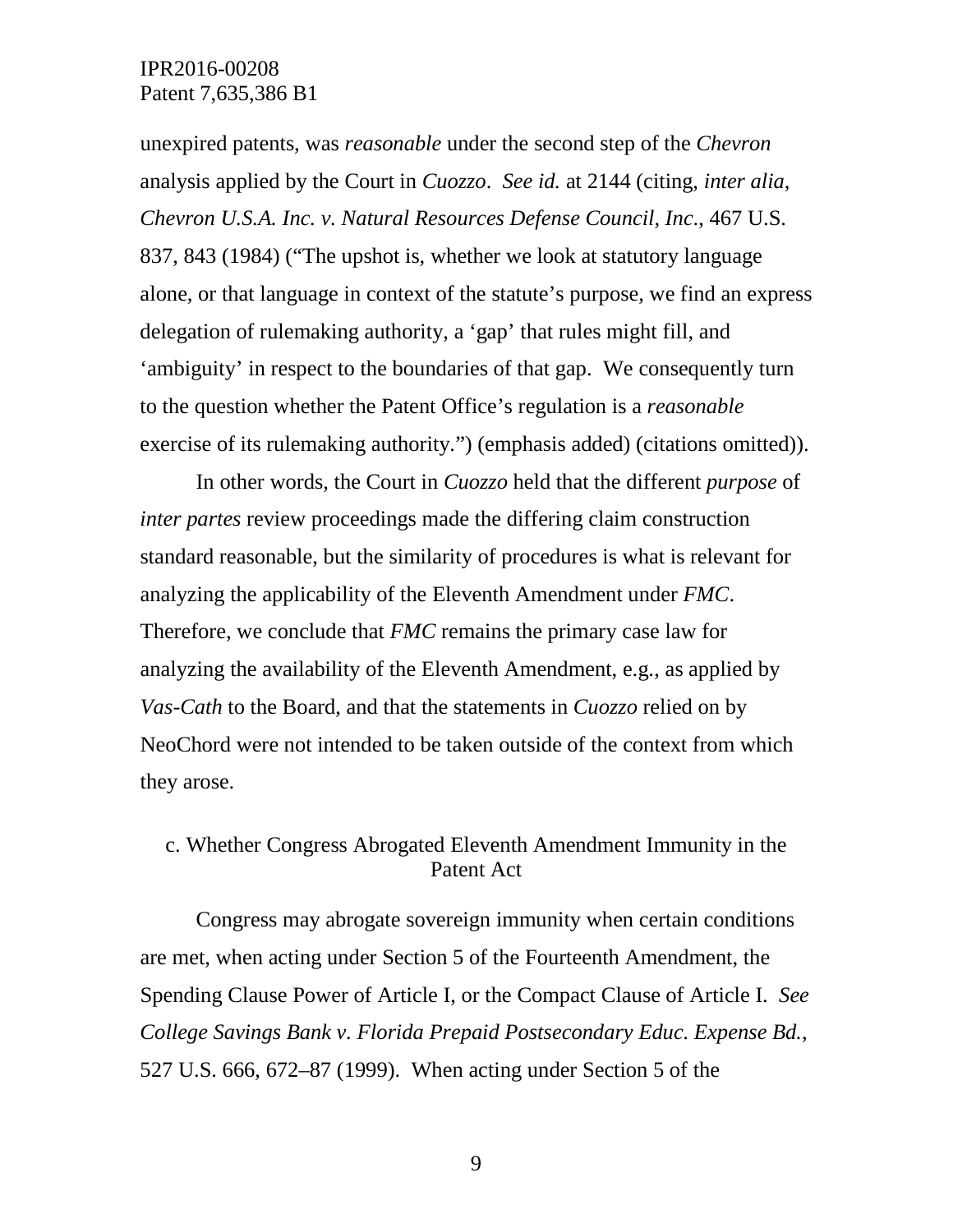unexpired patents, was *reasonable* under the second step of the *Chevron* analysis applied by the Court in *Cuozzo*. *See id.* at 2144 (citing, *inter alia*, *Chevron U.S.A. Inc. v. Natural Resources Defense Council, Inc.*, 467 U.S. 837, 843 (1984) ("The upshot is, whether we look at statutory language alone, or that language in context of the statute's purpose, we find an express delegation of rulemaking authority, a 'gap' that rules might fill, and 'ambiguity' in respect to the boundaries of that gap. We consequently turn to the question whether the Patent Office's regulation is a *reasonable* exercise of its rulemaking authority.") (emphasis added) (citations omitted)).

In other words, the Court in *Cuozzo* held that the different *purpose* of *inter partes* review proceedings made the differing claim construction standard reasonable, but the similarity of procedures is what is relevant for analyzing the applicability of the Eleventh Amendment under *FMC*. Therefore, we conclude that *FMC* remains the primary case law for analyzing the availability of the Eleventh Amendment, e.g., as applied by *Vas-Cath* to the Board, and that the statements in *Cuozzo* relied on by NeoChord were not intended to be taken outside of the context from which they arose.

### c. Whether Congress Abrogated Eleventh Amendment Immunity in the Patent Act

Congress may abrogate sovereign immunity when certain conditions are met, when acting under Section 5 of the Fourteenth Amendment, the Spending Clause Power of Article I, or the Compact Clause of Article I. *See College Savings Bank v. Florida Prepaid Postsecondary Educ. Expense Bd.*, 527 U.S. 666, 672–87 (1999). When acting under Section 5 of the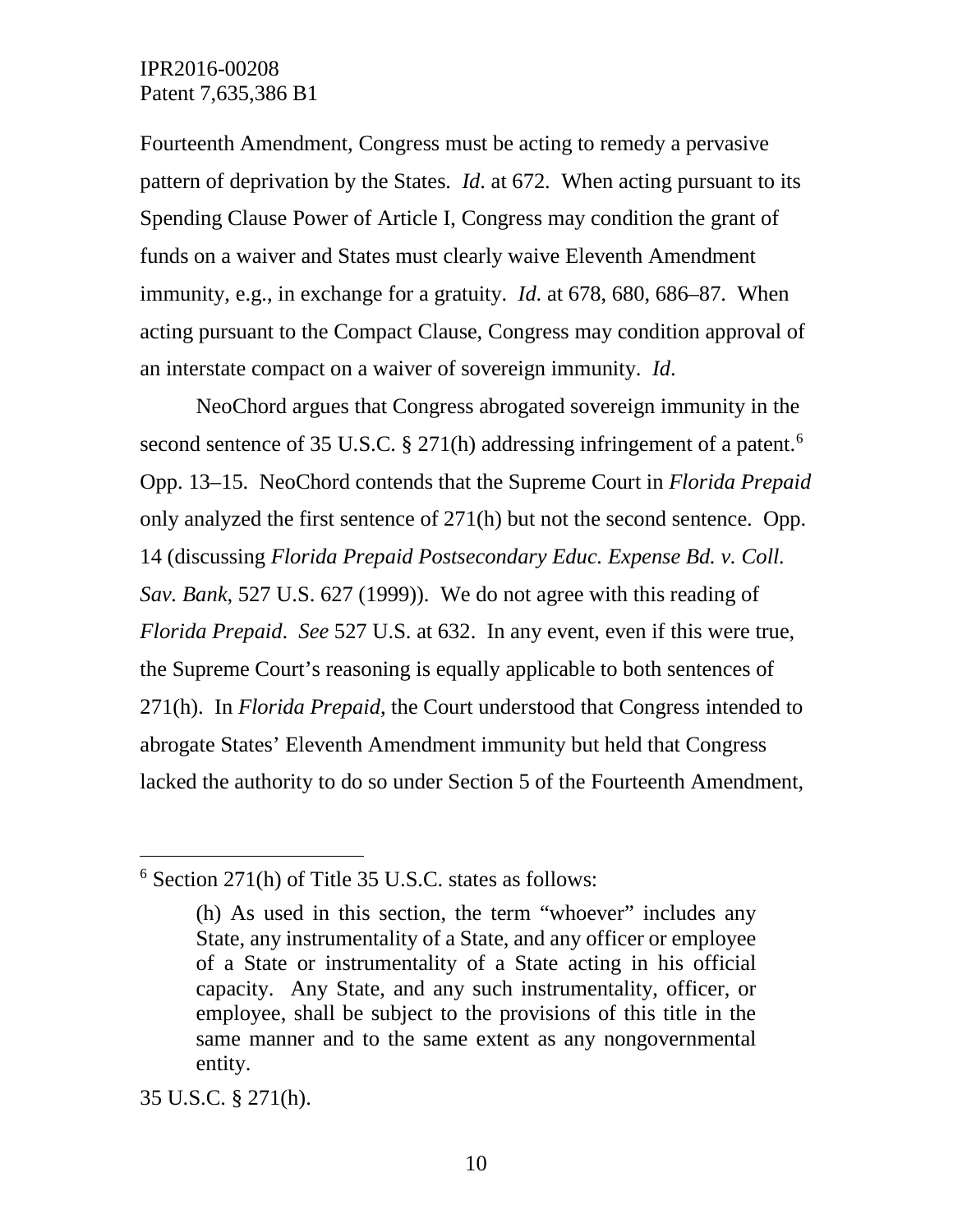Fourteenth Amendment, Congress must be acting to remedy a pervasive pattern of deprivation by the States. *Id*. at 672. When acting pursuant to its Spending Clause Power of Article I, Congress may condition the grant of funds on a waiver and States must clearly waive Eleventh Amendment immunity, e.g., in exchange for a gratuity. *Id*. at 678, 680, 686–87. When acting pursuant to the Compact Clause, Congress may condition approval of an interstate compact on a waiver of sovereign immunity. *Id*.

NeoChord argues that Congress abrogated sovereign immunity in the second sentence of 35 U.S.C. § 271(h) addressing infringement of a patent.[6] Opp. 13–15. NeoChord contends that the Supreme Court in *Florida Prepaid* only analyzed the first sentence of 271(h) but not the second sentence. Opp. 14 (discussing *Florida Prepaid Postsecondary Educ. Expense Bd. v. Coll. Sav. Bank*, 527 U.S. 627 (1999)). We do not agree with this reading of *Florida Prepaid*. *See* 527 U.S. at 632. In any event, even if this were true, the Supreme Court's reasoning is equally applicable to both sentences of 271(h). In *Florida Prepaid*, the Court understood that Congress intended to abrogate States' Eleventh Amendment immunity but held that Congress lacked the authority to do so under Section 5 of the Fourteenth Amendment,

---

[6] Section 271(h) of Title 35 U.S.C. states as follows:

> (h) As used in this section, the term "whoever" includes any State, any instrumentality of a State, and any officer or employee of a State or instrumentality of a State acting in his official capacity. Any State, and any such instrumentality, officer, or employee, shall be subject to the provisions of this title in the same manner and to the same extent as any nongovernmental entity.

35 U.S.C. § 271(h).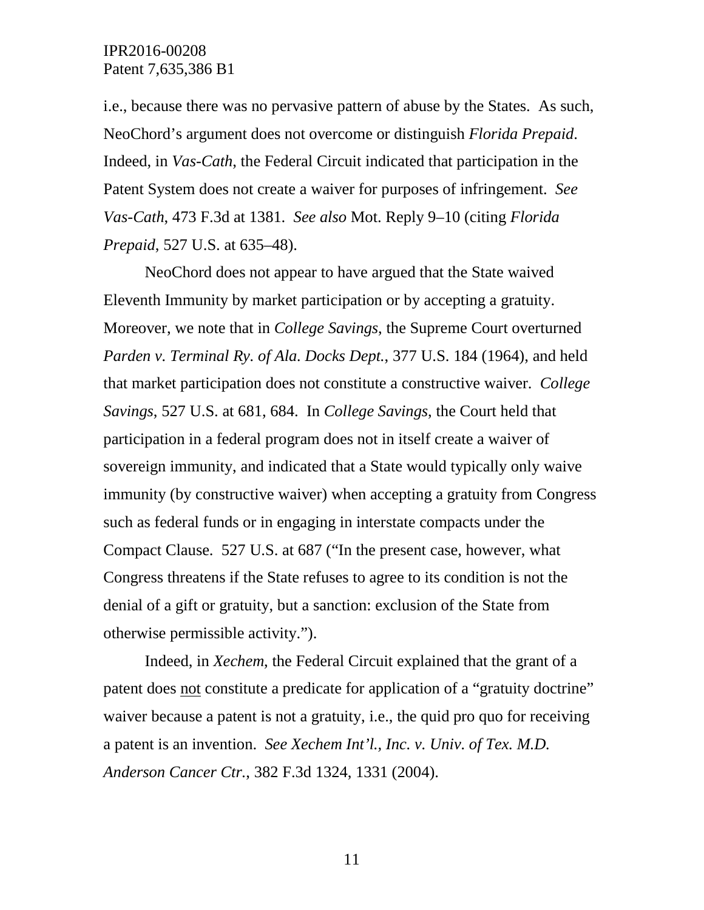i.e., because there was no pervasive pattern of abuse by the States. As such, NeoChord's argument does not overcome or distinguish *Florida Prepaid*. Indeed, in *Vas-Cath*, the Federal Circuit indicated that participation in the Patent System does not create a waiver for purposes of infringement. *See Vas-Cath*, 473 F.3d at 1381. *See also* Mot. Reply 9–10 (citing *Florida Prepaid*, 527 U.S. at 635–48).

NeoChord does not appear to have argued that the State waived Eleventh Immunity by market participation or by accepting a gratuity. Moreover, we note that in *College Savings*, the Supreme Court overturned *Parden v. Terminal Ry. of Ala. Docks Dept.*, 377 U.S. 184 (1964), and held that market participation does not constitute a constructive waiver. *College Savings*, 527 U.S. at 681, 684. In *College Savings*, the Court held that participation in a federal program does not in itself create a waiver of sovereign immunity, and indicated that a State would typically only waive immunity (by constructive waiver) when accepting a gratuity from Congress such as federal funds or in engaging in interstate compacts under the Compact Clause. 527 U.S. at 687 ("In the present case, however, what Congress threatens if the State refuses to agree to its condition is not the denial of a gift or gratuity, but a sanction: exclusion of the State from otherwise permissible activity.").

Indeed, in *Xechem*, the Federal Circuit explained that the grant of a patent does <u>not</u> constitute a predicate for application of a "gratuity doctrine" waiver because a patent is not a gratuity, i.e., the quid pro quo for receiving a patent is an invention. *See Xechem Int'l., Inc. v. Univ. of Tex. M.D. Anderson Cancer Ctr.*, 382 F.3d 1324, 1331 (2004).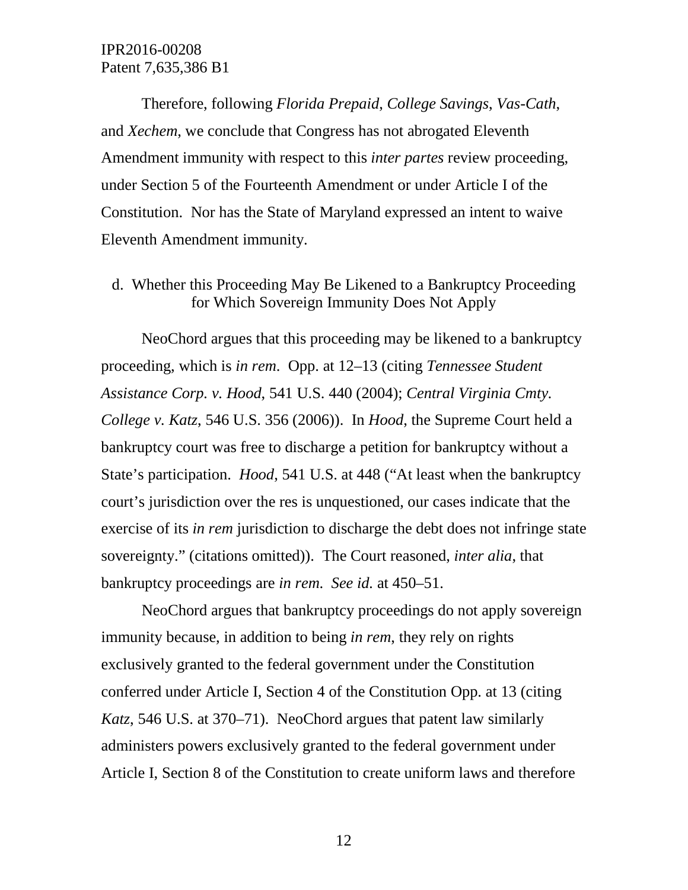Therefore, following *Florida Prepaid*, *College Savings*, *Vas-Cath*, and *Xechem*, we conclude that Congress has not abrogated Eleventh Amendment immunity with respect to this *inter partes* review proceeding, under Section 5 of the Fourteenth Amendment or under Article I of the Constitution. Nor has the State of Maryland expressed an intent to waive Eleventh Amendment immunity.

### d. Whether this Proceeding May Be Likened to a Bankruptcy Proceeding for Which Sovereign Immunity Does Not Apply

NeoChord argues that this proceeding may be likened to a bankruptcy proceeding, which is *in rem*. Opp. at 12–13 (citing *Tennessee Student Assistance Corp. v. Hood*, 541 U.S. 440 (2004); *Central Virginia Cmty. College v. Katz*, 546 U.S. 356 (2006)). In *Hood*, the Supreme Court held a bankruptcy court was free to discharge a petition for bankruptcy without a State's participation. *Hood*, 541 U.S. at 448 ("At least when the bankruptcy court's jurisdiction over the res is unquestioned, our cases indicate that the exercise of its *in rem* jurisdiction to discharge the debt does not infringe state sovereignty." (citations omitted)). The Court reasoned, *inter alia*, that bankruptcy proceedings are *in rem*. *See id.* at 450–51.

NeoChord argues that bankruptcy proceedings do not apply sovereign immunity because, in addition to being *in rem*, they rely on rights exclusively granted to the federal government under the Constitution conferred under Article I, Section 4 of the Constitution Opp. at 13 (citing *Katz*, 546 U.S. at 370–71). NeoChord argues that patent law similarly administers powers exclusively granted to the federal government under Article I, Section 8 of the Constitution to create uniform laws and therefore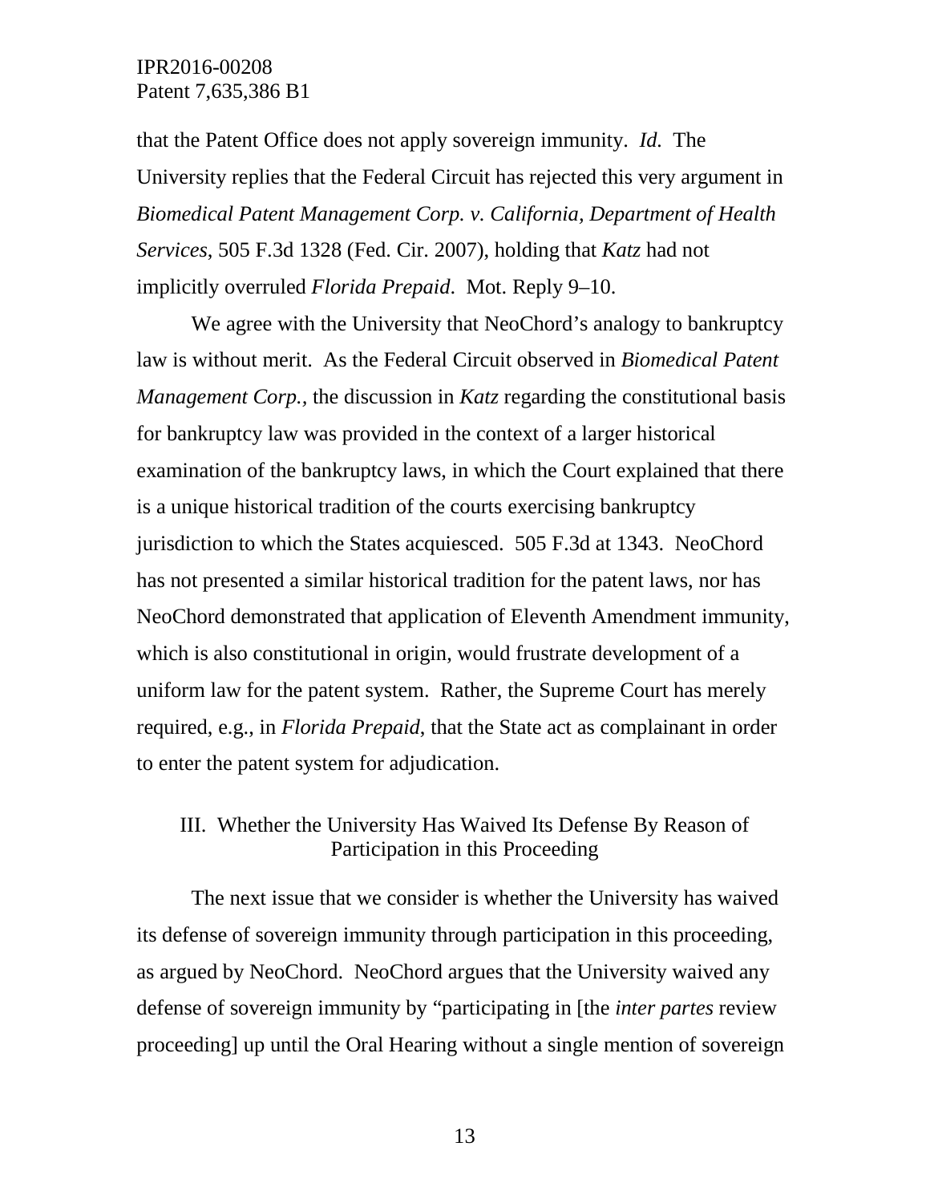that the Patent Office does not apply sovereign immunity. *Id.* The University replies that the Federal Circuit has rejected this very argument in *Biomedical Patent Management Corp. v. California, Department of Health Services*, 505 F.3d 1328 (Fed. Cir. 2007), holding that *Katz* had not implicitly overruled *Florida Prepaid*. Mot. Reply 9–10.

We agree with the University that NeoChord's analogy to bankruptcy law is without merit. As the Federal Circuit observed in *Biomedical Patent Management Corp.*, the discussion in *Katz* regarding the constitutional basis for bankruptcy law was provided in the context of a larger historical examination of the bankruptcy laws, in which the Court explained that there is a unique historical tradition of the courts exercising bankruptcy jurisdiction to which the States acquiesced. 505 F.3d at 1343. NeoChord has not presented a similar historical tradition for the patent laws, nor has NeoChord demonstrated that application of Eleventh Amendment immunity, which is also constitutional in origin, would frustrate development of a uniform law for the patent system. Rather, the Supreme Court has merely required, e.g., in *Florida Prepaid*, that the State act as complainant in order to enter the patent system for adjudication.

## III. Whether the University Has Waived Its Defense By Reason of Participation in this Proceeding

The next issue that we consider is whether the University has waived its defense of sovereign immunity through participation in this proceeding, as argued by NeoChord. NeoChord argues that the University waived any defense of sovereign immunity by "participating in [the *inter partes* review proceeding] up until the Oral Hearing without a single mention of sovereign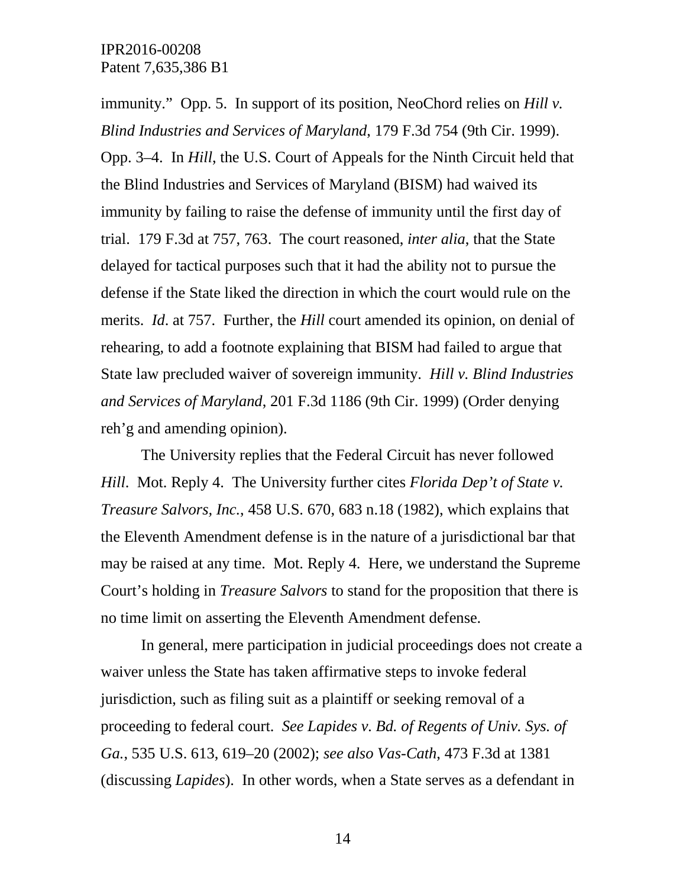immunity." Opp. 5. In support of its position, NeoChord relies on *Hill v. Blind Industries and Services of Maryland*, 179 F.3d 754 (9th Cir. 1999). Opp. 3–4. In *Hill*, the U.S. Court of Appeals for the Ninth Circuit held that the Blind Industries and Services of Maryland (BISM) had waived its immunity by failing to raise the defense of immunity until the first day of trial. 179 F.3d at 757, 763. The court reasoned, *inter alia*, that the State delayed for tactical purposes such that it had the ability not to pursue the defense if the State liked the direction in which the court would rule on the merits. *Id*. at 757. Further, the *Hill* court amended its opinion, on denial of rehearing, to add a footnote explaining that BISM had failed to argue that State law precluded waiver of sovereign immunity. *Hill v. Blind Industries and Services of Maryland*, 201 F.3d 1186 (9th Cir. 1999) (Order denying reh'g and amending opinion).

The University replies that the Federal Circuit has never followed *Hill*. Mot. Reply 4. The University further cites *Florida Dep't of State v. Treasure Salvors, Inc.*, 458 U.S. 670, 683 n.18 (1982), which explains that the Eleventh Amendment defense is in the nature of a jurisdictional bar that may be raised at any time. Mot. Reply 4. Here, we understand the Supreme Court's holding in *Treasure Salvors* to stand for the proposition that there is no time limit on asserting the Eleventh Amendment defense.

In general, mere participation in judicial proceedings does not create a waiver unless the State has taken affirmative steps to invoke federal jurisdiction, such as filing suit as a plaintiff or seeking removal of a proceeding to federal court. *See Lapides v. Bd. of Regents of Univ. Sys. of Ga.*, 535 U.S. 613, 619–20 (2002); *see also Vas-Cath*, 473 F.3d at 1381 (discussing *Lapides*). In other words, when a State serves as a defendant in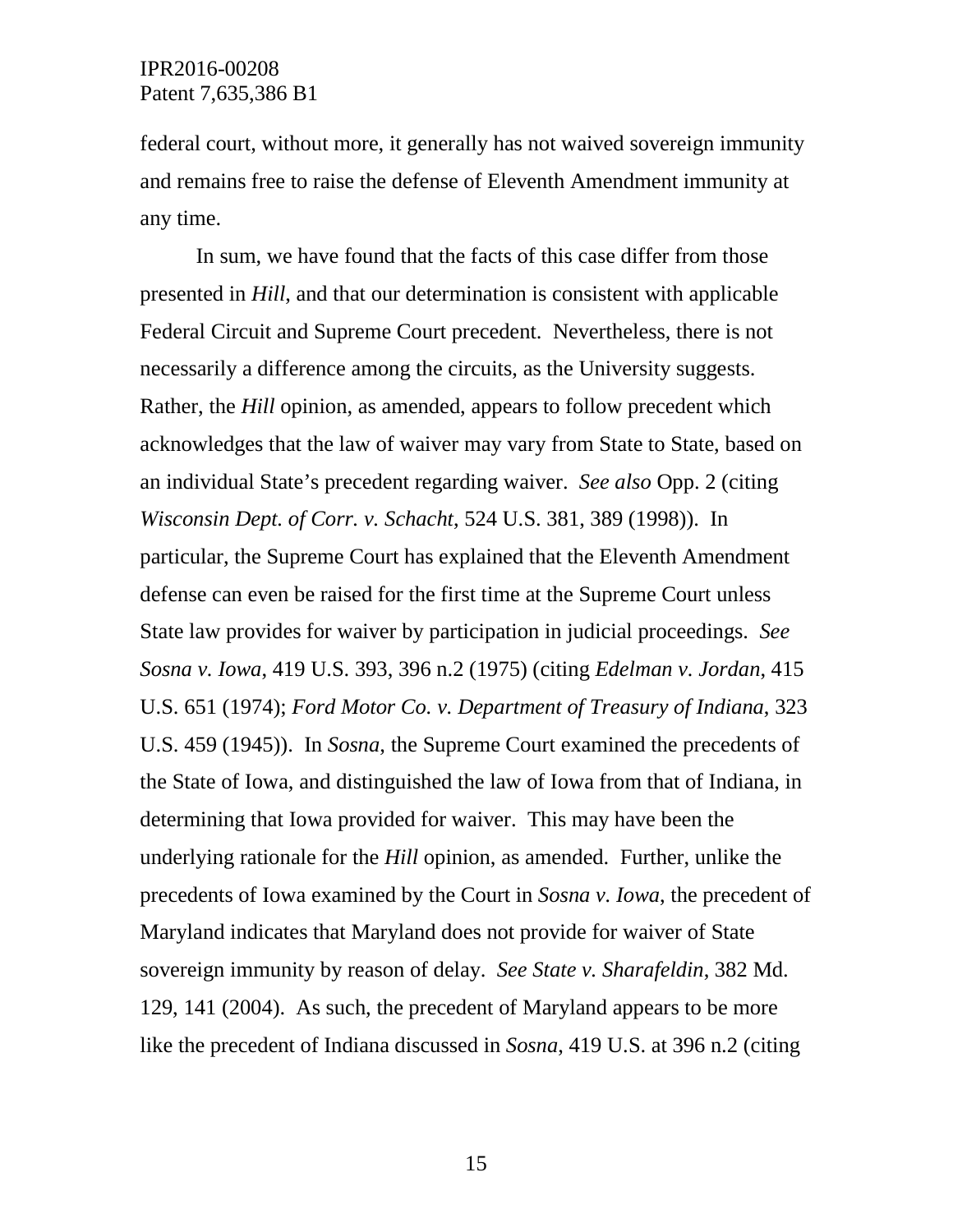federal court, without more, it generally has not waived sovereign immunity and remains free to raise the defense of Eleventh Amendment immunity at any time.

In sum, we have found that the facts of this case differ from those presented in *Hill*, and that our determination is consistent with applicable Federal Circuit and Supreme Court precedent. Nevertheless, there is not necessarily a difference among the circuits, as the University suggests. Rather, the *Hill* opinion, as amended, appears to follow precedent which acknowledges that the law of waiver may vary from State to State, based on an individual State's precedent regarding waiver. *See also* Opp. 2 (citing *Wisconsin Dept. of Corr. v. Schacht*, 524 U.S. 381, 389 (1998)). In particular, the Supreme Court has explained that the Eleventh Amendment defense can even be raised for the first time at the Supreme Court unless State law provides for waiver by participation in judicial proceedings. *See Sosna v. Iowa*, 419 U.S. 393, 396 n.2 (1975) (citing *Edelman v. Jordan*, 415 U.S. 651 (1974); *Ford Motor Co. v. Department of Treasury of Indiana*, 323 U.S. 459 (1945)). In *Sosna*, the Supreme Court examined the precedents of the State of Iowa, and distinguished the law of Iowa from that of Indiana, in determining that Iowa provided for waiver. This may have been the underlying rationale for the *Hill* opinion, as amended. Further, unlike the precedents of Iowa examined by the Court in *Sosna v. Iowa*, the precedent of Maryland indicates that Maryland does not provide for waiver of State sovereign immunity by reason of delay. *See State v. Sharafeldin*, 382 Md. 129, 141 (2004). As such, the precedent of Maryland appears to be more like the precedent of Indiana discussed in *Sosna*, 419 U.S. at 396 n.2 (citing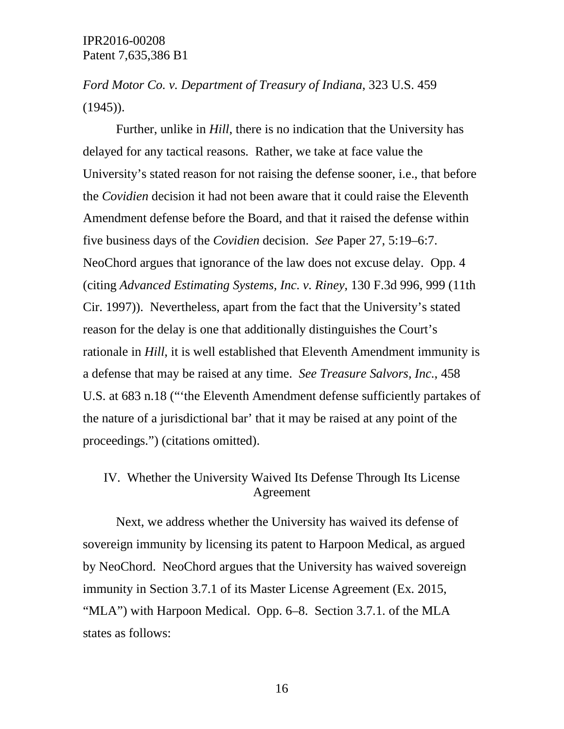*Ford Motor Co. v. Department of Treasury of Indiana*, 323 U.S. 459 (1945)).

Further, unlike in *Hill*, there is no indication that the University has delayed for any tactical reasons. Rather, we take at face value the University's stated reason for not raising the defense sooner, i.e., that before the *Covidien* decision it had not been aware that it could raise the Eleventh Amendment defense before the Board, and that it raised the defense within five business days of the *Covidien* decision. *See* Paper 27, 5:19–6:7. NeoChord argues that ignorance of the law does not excuse delay. Opp. 4 (citing *Advanced Estimating Systems, Inc. v. Riney*, 130 F.3d 996, 999 (11th Cir. 1997)). Nevertheless, apart from the fact that the University's stated reason for the delay is one that additionally distinguishes the Court's rationale in *Hill*, it is well established that Eleventh Amendment immunity is a defense that may be raised at any time. *See Treasure Salvors, Inc.*, 458 U.S. at 683 n.18 ("'the Eleventh Amendment defense sufficiently partakes of the nature of a jurisdictional bar' that it may be raised at any point of the proceedings.") (citations omitted).

## IV. Whether the University Waived Its Defense Through Its License Agreement

Next, we address whether the University has waived its defense of sovereign immunity by licensing its patent to Harpoon Medical, as argued by NeoChord. NeoChord argues that the University has waived sovereign immunity in Section 3.7.1 of its Master License Agreement (Ex. 2015, "MLA") with Harpoon Medical. Opp. 6–8. Section 3.7.1. of the MLA states as follows: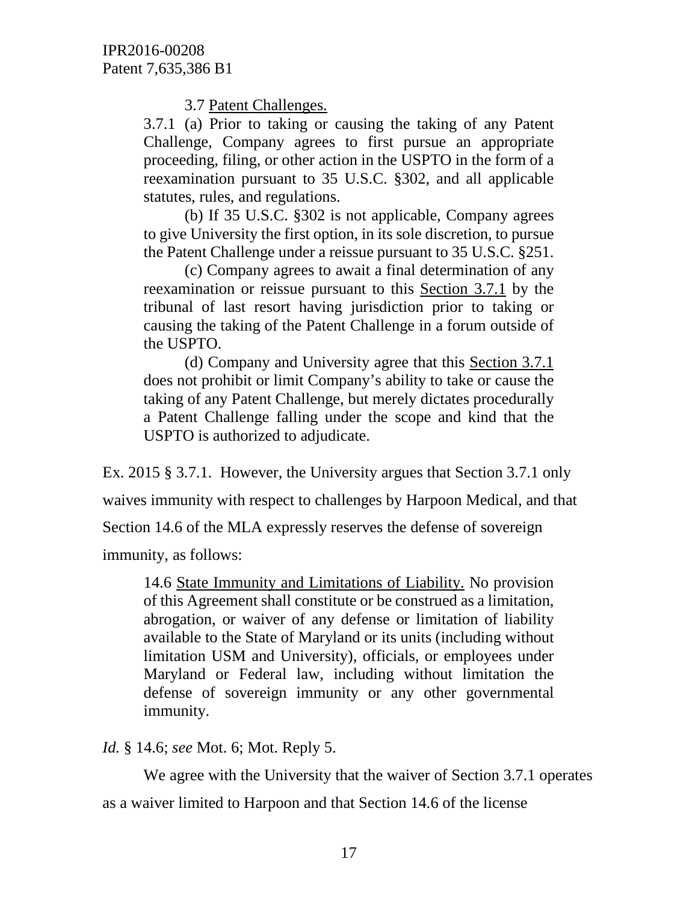> 3.7 Patent Challenges.
>
> 3.7.1 (a) Prior to taking or causing the taking of any Patent Challenge, Company agrees to first pursue an appropriate proceeding, filing, or other action in the USPTO in the form of a reexamination pursuant to 35 U.S.C. §302, and all applicable statutes, rules, and regulations.
>
> (b) If 35 U.S.C. §302 is not applicable, Company agrees to give University the first option, in its sole discretion, to pursue the Patent Challenge under a reissue pursuant to 35 U.S.C. §251.
>
> (c) Company agrees to await a final determination of any reexamination or reissue pursuant to this Section 3.7.1 by the tribunal of last resort having jurisdiction prior to taking or causing the taking of the Patent Challenge in a forum outside of the USPTO.
>
> (d) Company and University agree that this Section 3.7.1 does not prohibit or limit Company's ability to take or cause the taking of any Patent Challenge, but merely dictates procedurally a Patent Challenge falling under the scope and kind that the USPTO is authorized to adjudicate.

Ex. 2015 § 3.7.1. However, the University argues that Section 3.7.1 only waives immunity with respect to challenges by Harpoon Medical, and that Section 14.6 of the MLA expressly reserves the defense of sovereign immunity, as follows:

> 14.6 State Immunity and Limitations of Liability. No provision of this Agreement shall constitute or be construed as a limitation, abrogation, or waiver of any defense or limitation of liability available to the State of Maryland or its units (including without limitation USM and University), officials, or employees under Maryland or Federal law, including without limitation the defense of sovereign immunity or any other governmental immunity.

*Id.* § 14.6; *see* Mot. 6; Mot. Reply 5.

We agree with the University that the waiver of Section 3.7.1 operates as a waiver limited to Harpoon and that Section 14.6 of the license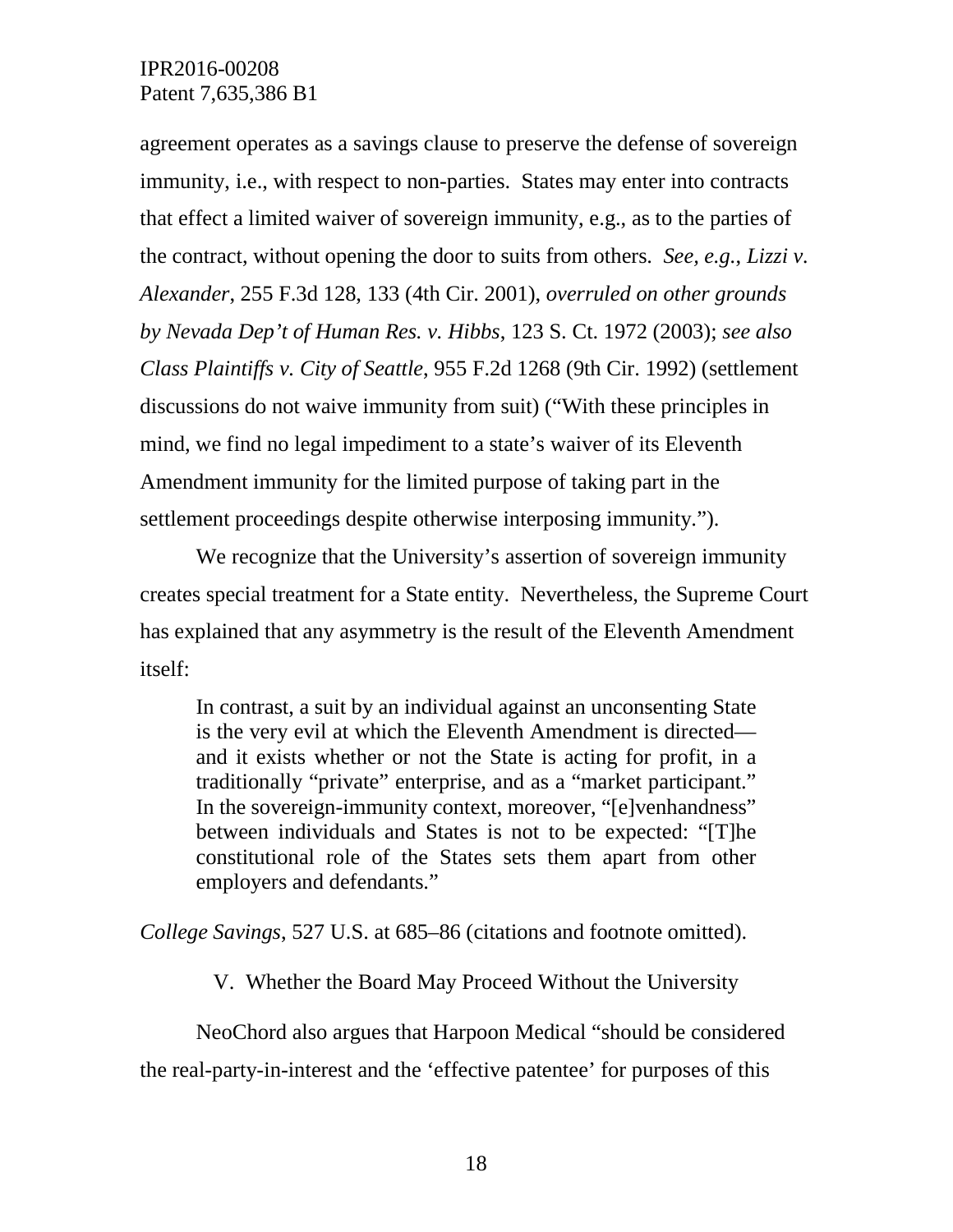agreement operates as a savings clause to preserve the defense of sovereign immunity, i.e., with respect to non-parties. States may enter into contracts that effect a limited waiver of sovereign immunity, e.g., as to the parties of the contract, without opening the door to suits from others. *See, e.g.*, *Lizzi v. Alexander*, 255 F.3d 128, 133 (4th Cir. 2001), *overruled on other grounds by Nevada Dep't of Human Res. v. Hibbs*, 123 S. Ct. 1972 (2003); *see also Class Plaintiffs v. City of Seattle*, 955 F.2d 1268 (9th Cir. 1992) (settlement discussions do not waive immunity from suit) ("With these principles in mind, we find no legal impediment to a state's waiver of its Eleventh Amendment immunity for the limited purpose of taking part in the settlement proceedings despite otherwise interposing immunity.").

We recognize that the University's assertion of sovereign immunity creates special treatment for a State entity. Nevertheless, the Supreme Court has explained that any asymmetry is the result of the Eleventh Amendment itself:

> In contrast, a suit by an individual against an unconsenting State is the very evil at which the Eleventh Amendment is directed—and it exists whether or not the State is acting for profit, in a traditionally "private" enterprise, and as a "market participant." In the sovereign-immunity context, moreover, "[e]venhandness" between individuals and States is not to be expected: "[T]he constitutional role of the States sets them apart from other employers and defendants."

*College Savings*, 527 U.S. at 685–86 (citations and footnote omitted).

## V. Whether the Board May Proceed Without the University

NeoChord also argues that Harpoon Medical "should be considered the real-party-in-interest and the 'effective patentee' for purposes of this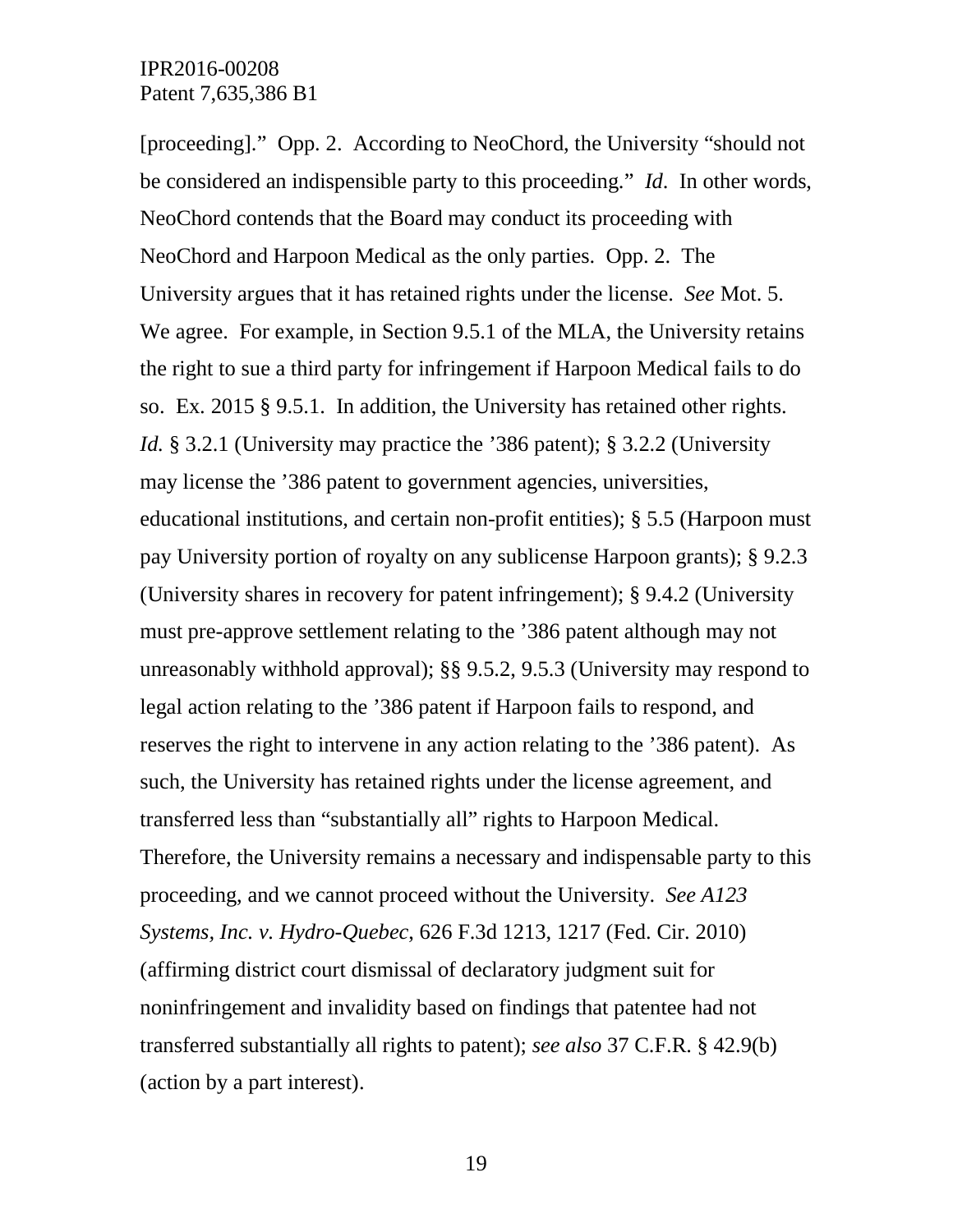[proceeding].” Opp. 2. According to NeoChord, the University “should not be considered an indispensible party to this proceeding.” *Id*. In other words, NeoChord contends that the Board may conduct its proceeding with NeoChord and Harpoon Medical as the only parties. Opp. 2. The University argues that it has retained rights under the license. *See* Mot. 5. We agree. For example, in Section 9.5.1 of the MLA, the University retains the right to sue a third party for infringement if Harpoon Medical fails to do so. Ex. 2015 § 9.5.1. In addition, the University has retained other rights. *Id.* § 3.2.1 (University may practice the ’386 patent); § 3.2.2 (University may license the ’386 patent to government agencies, universities, educational institutions, and certain non-profit entities); § 5.5 (Harpoon must pay University portion of royalty on any sublicense Harpoon grants); § 9.2.3 (University shares in recovery for patent infringement); § 9.4.2 (University must pre-approve settlement relating to the ’386 patent although may not unreasonably withhold approval); §§ 9.5.2, 9.5.3 (University may respond to legal action relating to the ’386 patent if Harpoon fails to respond, and reserves the right to intervene in any action relating to the ’386 patent). As such, the University has retained rights under the license agreement, and transferred less than “substantially all” rights to Harpoon Medical. Therefore, the University remains a necessary and indispensable party to this proceeding, and we cannot proceed without the University. *See A123 Systems, Inc. v. Hydro-Quebec*, 626 F.3d 1213, 1217 (Fed. Cir. 2010) (affirming district court dismissal of declaratory judgment suit for noninfringement and invalidity based on findings that patentee had not transferred substantially all rights to patent); *see also* 37 C.F.R. § 42.9(b) (action by a part interest).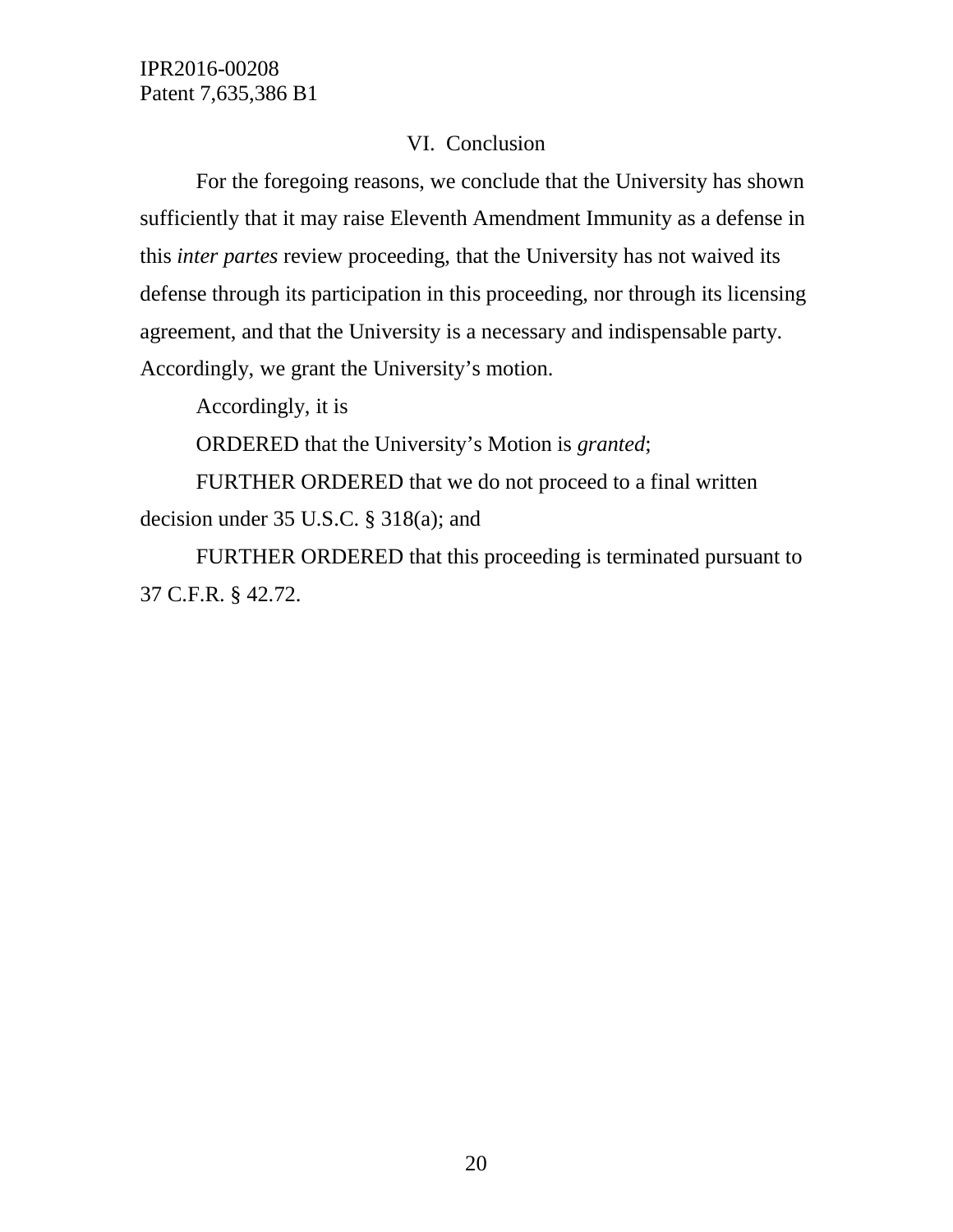## VI. Conclusion

For the foregoing reasons, we conclude that the University has shown sufficiently that it may raise Eleventh Amendment Immunity as a defense in this *inter partes* review proceeding, that the University has not waived its defense through its participation in this proceeding, nor through its licensing agreement, and that the University is a necessary and indispensable party. Accordingly, we grant the University's motion.

Accordingly, it is

ORDERED that the University's Motion is *granted*;

FURTHER ORDERED that we do not proceed to a final written decision under 35 U.S.C. § 318(a); and

FURTHER ORDERED that this proceeding is terminated pursuant to 37 C.F.R. § 42.72.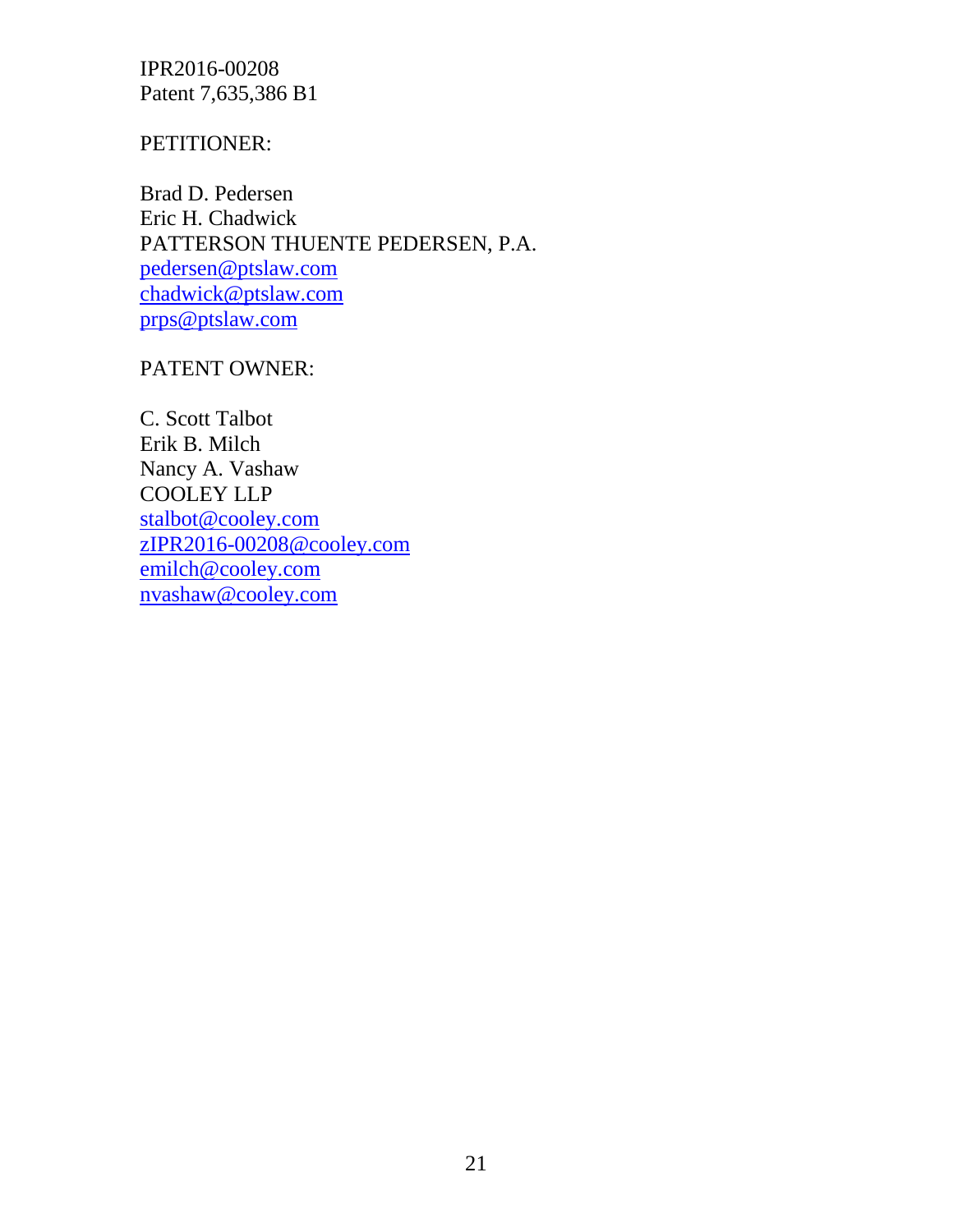PETITIONER:

Brad D. Pedersen
Eric H. Chadwick
PATTERSON THUENTE PEDERSEN, P.A.
pedersen@ptslaw.com
chadwick@ptslaw.com
prps@ptslaw.com

PATENT OWNER:

C. Scott Talbot
Erik B. Milch
Nancy A. Vashaw
COOLEY LLP
stalbot@cooley.com
zIPR2016-00208@cooley.com
emilch@cooley.com
nvashaw@cooley.com